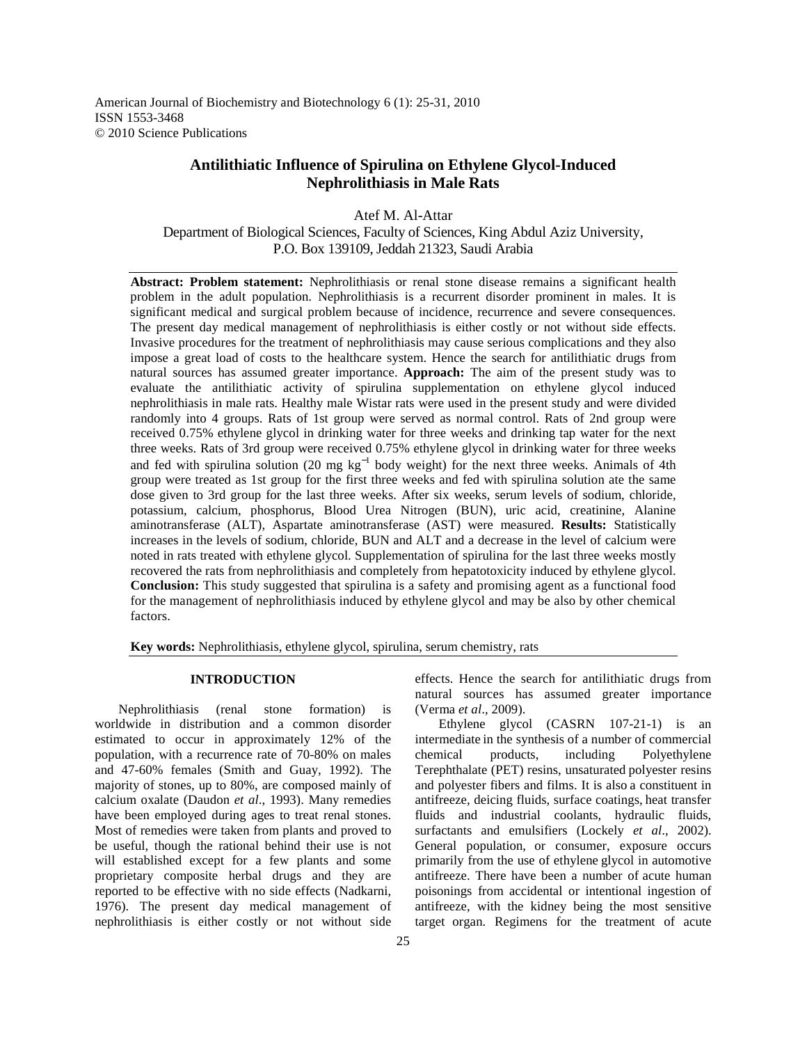American Journal of Biochemistry and Biotechnology 6 (1): 25-31, 2010
ISSN 1553-3468
© 2010 Science Publications

# Antilithiatic Influence of Spirulina on Ethylene Glycol-Induced Nephrolithiasis in Male Rats

Atef M. Al-Attar
Department of Biological Sciences, Faculty of Sciences, King Abdul Aziz University, P.O. Box 139109, Jeddah 21323, Saudi Arabia

**Abstract: Problem statement:** Nephrolithiasis or renal stone disease remains a significant health problem in the adult population. Nephrolithiasis is a recurrent disorder prominent in males. It is significant medical and surgical problem because of incidence, recurrence and severe consequences. The present day medical management of nephrolithiasis is either costly or not without side effects. Invasive procedures for the treatment of nephrolithiasis may cause serious complications and they also impose a great load of costs to the healthcare system. Hence the search for antilithiatic drugs from natural sources has assumed greater importance. **Approach:** The aim of the present study was to evaluate the antilithiatic activity of spirulina supplementation on ethylene glycol induced nephrolithiasis in male rats. Healthy male Wistar rats were used in the present study and were divided randomly into 4 groups. Rats of 1st group were served as normal control. Rats of 2nd group were received 0.75% ethylene glycol in drinking water for three weeks and drinking tap water for the next three weeks. Rats of 3rd group were received 0.75% ethylene glycol in drinking water for three weeks and fed with spirulina solution (20 mg $kg^{-1}$ body weight) for the next three weeks. Animals of 4th group were treated as 1st group for the first three weeks and fed with spirulina solution ate the same dose given to 3rd group for the last three weeks. After six weeks, serum levels of sodium, chloride, potassium, calcium, phosphorus, Blood Urea Nitrogen (BUN), uric acid, creatinine, Alanine aminotransferase (ALT), Aspartate aminotransferase (AST) were measured. **Results:** Statistically increases in the levels of sodium, chloride, BUN and ALT and a decrease in the level of calcium were noted in rats treated with ethylene glycol. Supplementation of spirulina for the last three weeks mostly recovered the rats from nephrolithiasis and completely from hepatotoxicity induced by ethylene glycol. **Conclusion:** This study suggested that spirulina is a safety and promising agent as a functional food for the management of nephrolithiasis induced by ethylene glycol and may be also by other chemical factors.

**Key words:** Nephrolithiasis, ethylene glycol, spirulina, serum chemistry, rats

## INTRODUCTION

Nephrolithiasis (renal stone formation) is worldwide in distribution and a common disorder estimated to occur in approximately 12% of the population, with a recurrence rate of 70-80% on males and 47-60% females (Smith and Guay, 1992). The majority of stones, up to 80%, are composed mainly of calcium oxalate (Daudon *et al*., 1993). Many remedies have been employed during ages to treat renal stones. Most of remedies were taken from plants and proved to be useful, though the rational behind their use is not will established except for a few plants and some proprietary composite herbal drugs and they are reported to be effective with no side effects (Nadkarni, 1976). The present day medical management of nephrolithiasis is either costly or not without side effects. Hence the search for antilithiatic drugs from natural sources has assumed greater importance (Verma *et al*., 2009).

Ethylene glycol (CASRN 107-21-1) is an intermediate in the synthesis of a number of commercial chemical products, including Polyethylene Terephthalate (PET) resins, unsaturated polyester resins and polyester fibers and films. It is also a constituent in antifreeze, deicing fluids, surface coatings, heat transfer fluids and industrial coolants, hydraulic fluids, surfactants and emulsifiers (Lockely *et al*., 2002). General population, or consumer, exposure occurs primarily from the use of ethylene glycol in automotive antifreeze. There have been a number of acute human poisonings from accidental or intentional ingestion of antifreeze, with the kidney being the most sensitive target organ. Regimens for the treatment of acute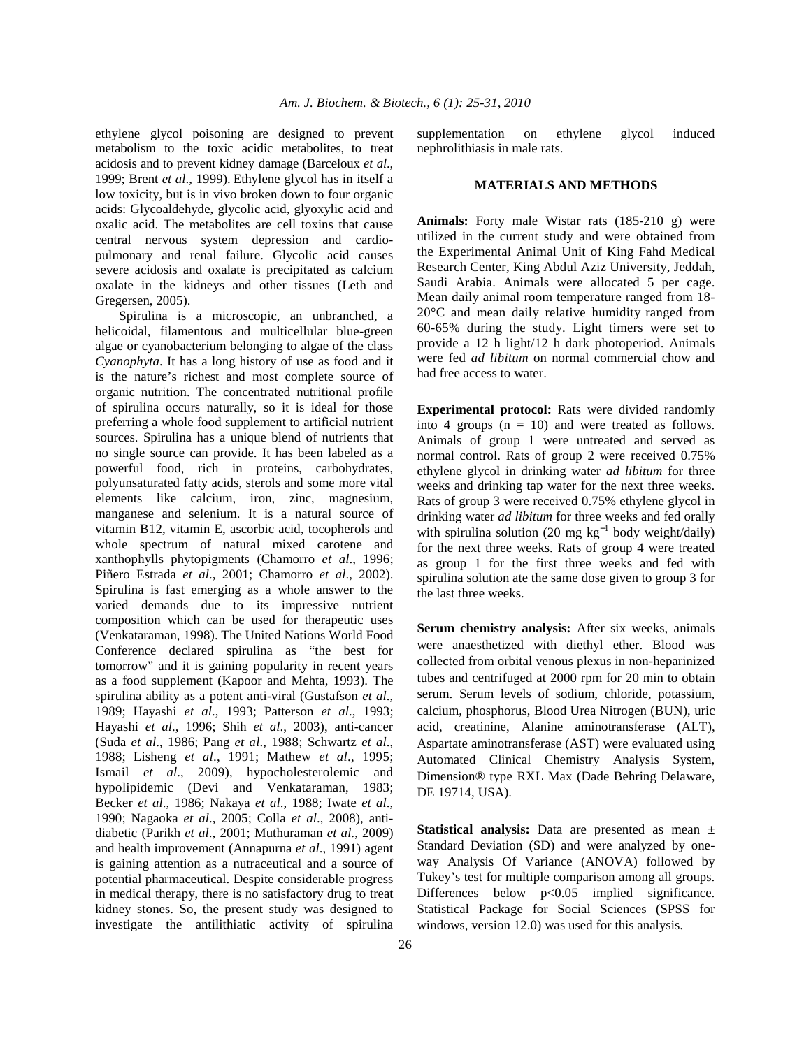ethylene glycol poisoning are designed to prevent metabolism to the toxic acidic metabolites, to treat acidosis and to prevent kidney damage (Barceloux *et al*., 1999; Brent *et al*., 1999). Ethylene glycol has in itself a low toxicity, but is in vivo broken down to four organic acids: Glycoaldehyde, glycolic acid, glyoxylic acid and oxalic acid. The metabolites are cell toxins that cause central nervous system depression and cardio-pulmonary and renal failure. Glycolic acid causes severe acidosis and oxalate is precipitated as calcium oxalate in the kidneys and other tissues (Leth and Gregersen, 2005).

Spirulina is a microscopic, an unbranched, a helicoidal, filamentous and multicellular blue-green algae or cyanobacterium belonging to algae of the class *Cyanophyta*. It has a long history of use as food and it is the nature's richest and most complete source of organic nutrition. The concentrated nutritional profile of spirulina occurs naturally, so it is ideal for those preferring a whole food supplement to artificial nutrient sources. Spirulina has a unique blend of nutrients that no single source can provide. It has been labeled as a powerful food, rich in proteins, carbohydrates, polyunsaturated fatty acids, sterols and some more vital elements like calcium, iron, zinc, magnesium, manganese and selenium. It is a natural source of vitamin B12, vitamin E, ascorbic acid, tocopherols and whole spectrum of natural mixed carotene and xanthophylls phytopigments (Chamorro *et al*., 1996; Piñero Estrada *et al*., 2001; Chamorro *et al*., 2002). Spirulina is fast emerging as a whole answer to the varied demands due to its impressive nutrient composition which can be used for therapeutic uses (Venkataraman, 1998). The United Nations World Food Conference declared spirulina as "the best for tomorrow" and it is gaining popularity in recent years as a food supplement (Kapoor and Mehta, 1993). The spirulina ability as a potent anti-viral (Gustafson *et al*., 1989; Hayashi *et al*., 1993; Patterson *et al*., 1993; Hayashi *et al*., 1996; Shih *et al*., 2003), anti-cancer (Suda *et al*., 1986; Pang *et al*., 1988; Schwartz *et al*., 1988; Lisheng *et al*., 1991; Mathew *et al*., 1995; Ismail *et al*., 2009), hypocholesterolemic and hypolipidemic (Devi and Venkataraman, 1983; Becker *et al*., 1986; Nakaya *et al*., 1988; Iwate *et al*., 1990; Nagaoka *et al*., 2005; Colla *et al*., 2008), anti-diabetic (Parikh *et al*., 2001; Muthuraman *et al*., 2009) and health improvement (Annapurna *et al*., 1991) agent is gaining attention as a nutraceutical and a source of potential pharmaceutical. Despite considerable progress in medical therapy, there is no satisfactory drug to treat kidney stones. So, the present study was designed to investigate the antilithiatic activity of spirulina supplementation on ethylene glycol induced nephrolithiasis in male rats.

## MATERIALS AND METHODS

**Animals:** Forty male Wistar rats (185-210 g) were utilized in the current study and were obtained from the Experimental Animal Unit of King Fahd Medical Research Center, King Abdul Aziz University, Jeddah, Saudi Arabia. Animals were allocated 5 per cage. Mean daily animal room temperature ranged from 18-20°C and mean daily relative humidity ranged from 60-65% during the study. Light timers were set to provide a 12 h light/12 h dark photoperiod. Animals were fed *ad libitum* on normal commercial chow and had free access to water.

**Experimental protocol:** Rats were divided randomly into 4 groups ($n = 10$) and were treated as follows. Animals of group 1 were untreated and served as normal control. Rats of group 2 were received 0.75% ethylene glycol in drinking water *ad libitum* for three weeks and drinking tap water for the next three weeks. Rats of group 3 were received 0.75% ethylene glycol in drinking water *ad libitum* for three weeks and fed orally with spirulina solution (20 mg $kg^{-1}$ body weight/daily) for the next three weeks. Rats of group 4 were treated as group 1 for the first three weeks and fed with spirulina solution ate the same dose given to group 3 for the last three weeks.

**Serum chemistry analysis:** After six weeks, animals were anaesthetized with diethyl ether. Blood was collected from orbital venous plexus in non-heparinized tubes and centrifuged at 2000 rpm for 20 min to obtain serum. Serum levels of sodium, chloride, potassium, calcium, phosphorus, Blood Urea Nitrogen (BUN), uric acid, creatinine, Alanine aminotransferase (ALT), Aspartate aminotransferase (AST) were evaluated using Automated Clinical Chemistry Analysis System, Dimension® type RXL Max (Dade Behring Delaware, DE 19714, USA).

**Statistical analysis:** Data are presented as mean ± Standard Deviation (SD) and were analyzed by one-way Analysis Of Variance (ANOVA) followed by Tukey's test for multiple comparison among all groups. Differences below $p<0.05$ implied significance. Statistical Package for Social Sciences (SPSS for windows, version 12.0) was used for this analysis.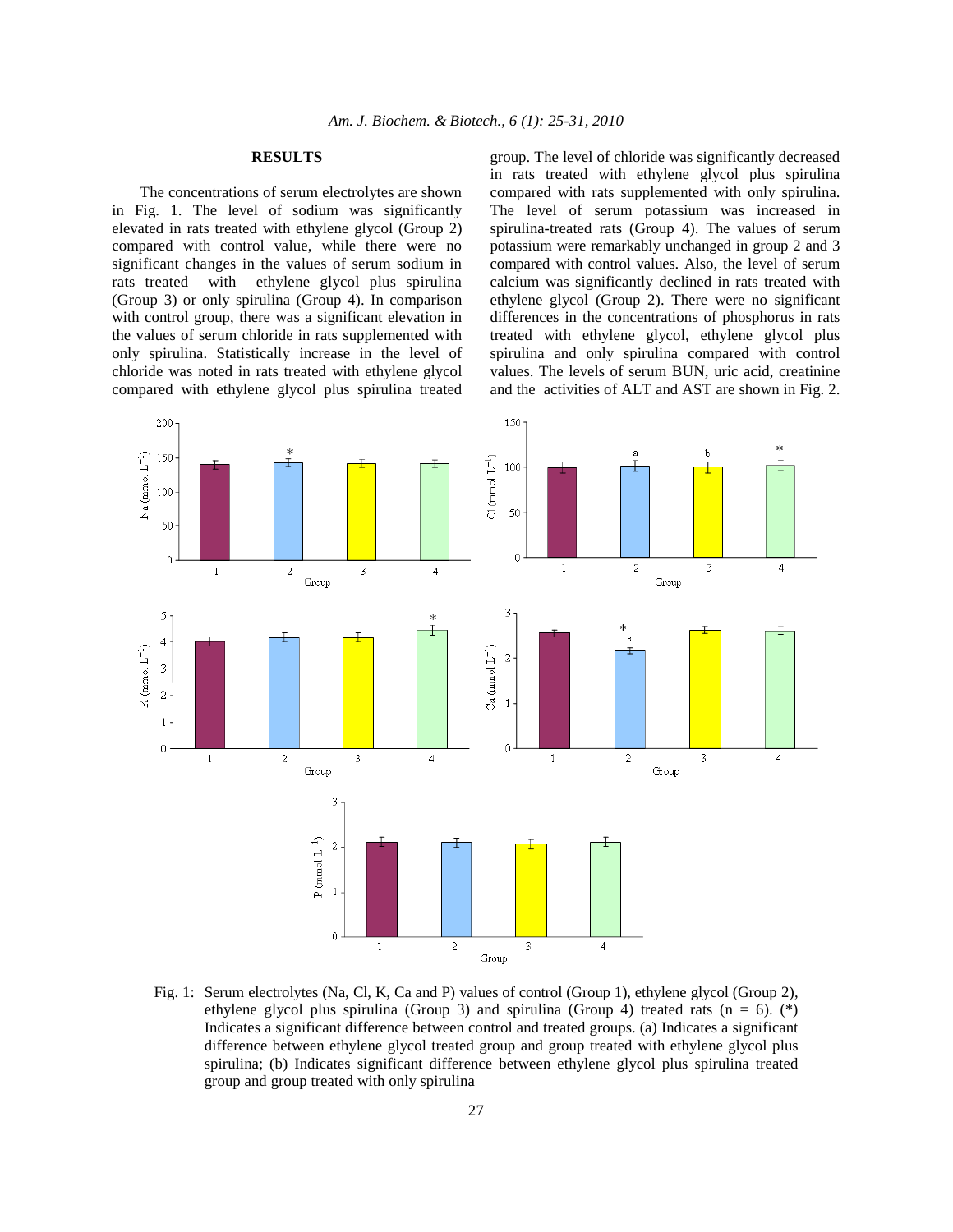## RESULTS

The concentrations of serum electrolytes are shown in Fig. 1. The level of sodium was significantly elevated in rats treated with ethylene glycol (Group 2) compared with control value, while there were no significant changes in the values of serum sodium in rats treated with ethylene glycol plus spirulina (Group 3) or only spirulina (Group 4). In comparison with control group, there was a significant elevation in the values of serum chloride in rats supplemented with only spirulina. Statistically increase in the level of chloride was noted in rats treated with ethylene glycol compared with ethylene glycol plus spirulina treated group. The level of chloride was significantly decreased in rats treated with ethylene glycol plus spirulina compared with rats supplemented with only spirulina. The level of serum potassium was increased in spirulina-treated rats (Group 4). The values of serum potassium were remarkably unchanged in group 2 and 3 compared with control values. Also, the level of serum calcium was significantly declined in rats treated with ethylene glycol (Group 2). There were no significant differences in the concentrations of phosphorus in rats treated with ethylene glycol, ethylene glycol plus spirulina and only spirulina compared with control values. The levels of serum BUN, uric acid, creatinine and the activities of ALT and AST are shown in Fig. 2.

Fig. 1: Serum electrolytes (Na, Cl, K, Ca and P) values of control (Group 1), ethylene glycol (Group 2), ethylene glycol plus spirulina (Group 3) and spirulina (Group 4) treated rats (n = 6). (*) Indicates a significant difference between control and treated groups. (a) Indicates a significant difference between ethylene glycol treated group and group treated with ethylene glycol plus spirulina; (b) Indicates significant difference between ethylene glycol plus spirulina treated group and group treated with only spirulina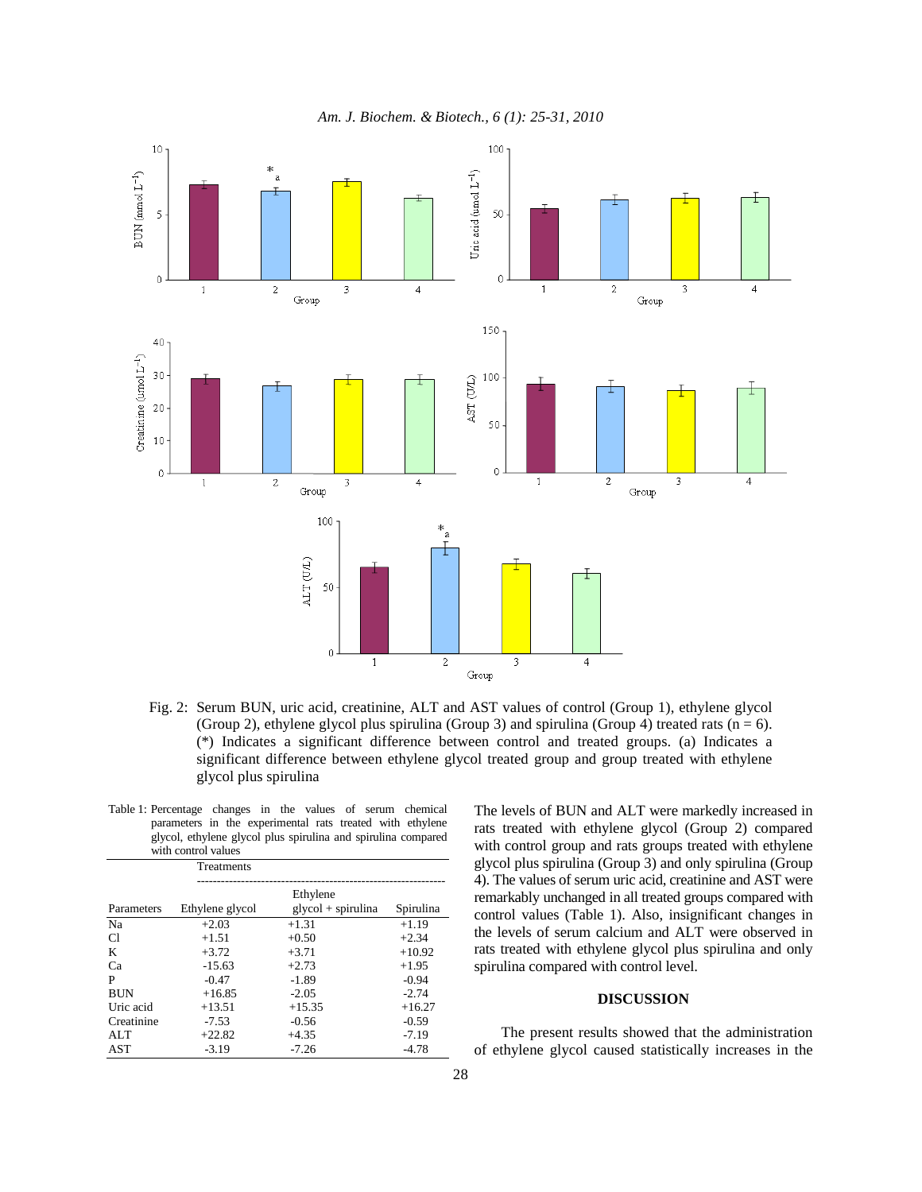Fig. 2: Serum BUN, uric acid, creatinine, ALT and AST values of control (Group 1), ethylene glycol (Group 2), ethylene glycol plus spirulina (Group 3) and spirulina (Group 4) treated rats (n = 6). (*) Indicates a significant difference between control and treated groups. (a) Indicates a significant difference between ethylene glycol treated group and group treated with ethylene glycol plus spirulina

Table 1: Percentage changes in the values of serum chemical parameters in the experimental rats treated with ethylene glycol, ethylene glycol plus spirulina and spirulina compared with control values

| | Treatments | | |
|---|---|---|---|
| Parameters | Ethylene glycol | Ethylene glycol + spirulina | Spirulina |
| Na | +2.03 | +1.31 | +1.19 |
| Cl | +1.51 | +0.50 | +2.34 |
| K | +3.72 | +3.71 | +10.92 |
| Ca | -15.63 | +2.73 | +1.95 |
| P | -0.47 | -1.89 | -0.94 |
| BUN | +16.85 | -2.05 | -2.74 |
| Uric acid | +13.51 | +15.35 | +16.27 |
| Creatinine | -7.53 | -0.56 | -0.59 |
| ALT | +22.82 | +4.35 | -7.19 |
| AST | -3.19 | -7.26 | -4.78 |

The levels of BUN and ALT were markedly increased in rats treated with ethylene glycol (Group 2) compared with control group and rats groups treated with ethylene glycol plus spirulina (Group 3) and only spirulina (Group 4). The values of serum uric acid, creatinine and AST were remarkably unchanged in all treated groups compared with control values (Table 1). Also, insignificant changes in the levels of serum calcium and ALT were observed in rats treated with ethylene glycol plus spirulina and only spirulina compared with control level.

## DISCUSSION

The present results showed that the administration of ethylene glycol caused statistically increases in the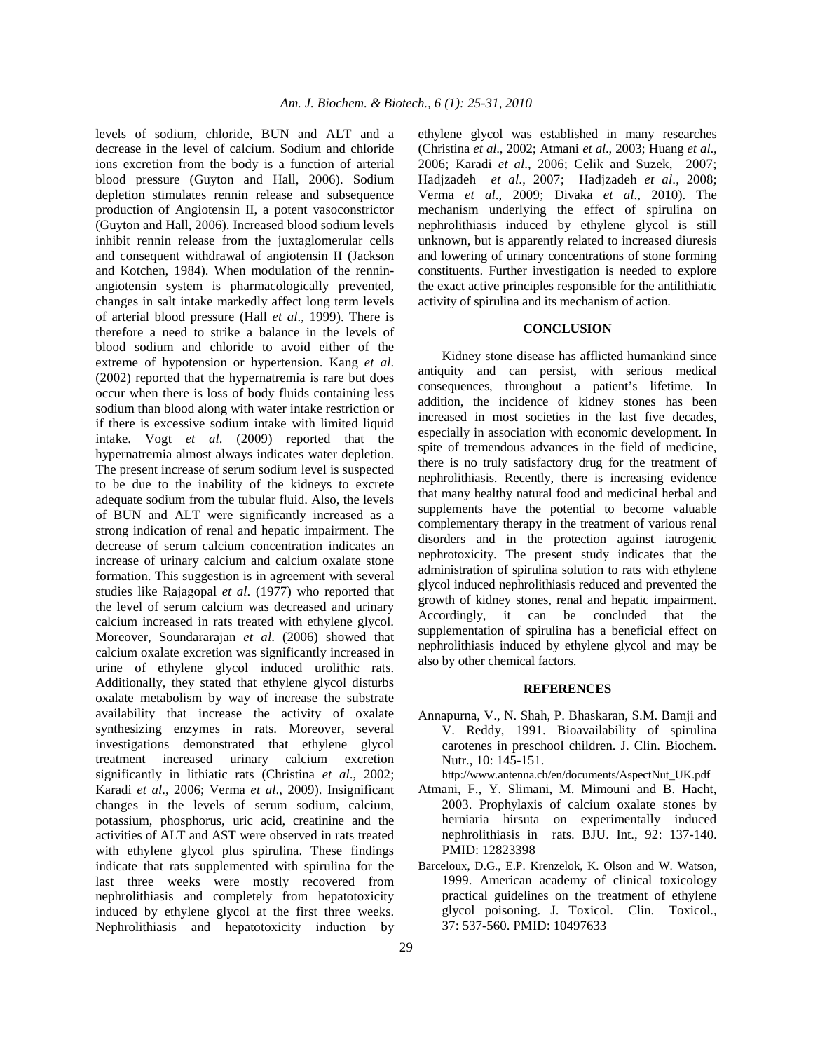levels of sodium, chloride, BUN and ALT and a decrease in the level of calcium. Sodium and chloride ions excretion from the body is a function of arterial blood pressure (Guyton and Hall, 2006). Sodium depletion stimulates rennin release and subsequence production of Angiotensin II, a potent vasoconstrictor (Guyton and Hall, 2006). Increased blood sodium levels inhibit rennin release from the juxtaglomerular cells and consequent withdrawal of angiotensin II (Jackson and Kotchen, 1984). When modulation of the rennin-angiotensin system is pharmacologically prevented, changes in salt intake markedly affect long term levels of arterial blood pressure (Hall *et al*., 1999). There is therefore a need to strike a balance in the levels of blood sodium and chloride to avoid either of the extreme of hypotension or hypertension. Kang *et al*. (2002) reported that the hypernatremia is rare but does occur when there is loss of body fluids containing less sodium than blood along with water intake restriction or if there is excessive sodium intake with limited liquid intake. Vogt *et al*. (2009) reported that the hypernatremia almost always indicates water depletion. The present increase of serum sodium level is suspected to be due to the inability of the kidneys to excrete adequate sodium from the tubular fluid. Also, the levels of BUN and ALT were significantly increased as a strong indication of renal and hepatic impairment. The decrease of serum calcium concentration indicates an increase of urinary calcium and calcium oxalate stone formation. This suggestion is in agreement with several studies like Rajagopal *et al*. (1977) who reported that the level of serum calcium was decreased and urinary calcium increased in rats treated with ethylene glycol. Moreover, Soundararajan *et al*. (2006) showed that calcium oxalate excretion was significantly increased in urine of ethylene glycol induced urolithic rats. Additionally, they stated that ethylene glycol disturbs oxalate metabolism by way of increase the substrate availability that increase the activity of oxalate synthesizing enzymes in rats. Moreover, several investigations demonstrated that ethylene glycol treatment increased urinary calcium excretion significantly in lithiatic rats (Christina *et al*., 2002; Karadi *et al*., 2006; Verma *et al*., 2009). Insignificant changes in the levels of serum sodium, calcium, potassium, phosphorus, uric acid, creatinine and the activities of ALT and AST were observed in rats treated with ethylene glycol plus spirulina. These findings indicate that rats supplemented with spirulina for the last three weeks were mostly recovered from nephrolithiasis and completely from hepatotoxicity induced by ethylene glycol at the first three weeks. Nephrolithiasis and hepatotoxicity induction by ethylene glycol was established in many researches (Christina *et al*., 2002; Atmani *et al*., 2003; Huang *et al*., 2006; Karadi *et al*., 2006; Celik and Suzek, 2007; Hadjzadeh *et al*., 2007; Hadjzadeh *et al*., 2008; Verma *et al*., 2009; Divaka *et al*., 2010). The mechanism underlying the effect of spirulina on nephrolithiasis induced by ethylene glycol is still unknown, but is apparently related to increased diuresis and lowering of urinary concentrations of stone forming constituents. Further investigation is needed to explore the exact active principles responsible for the antilithiatic activity of spirulina and its mechanism of action.

## CONCLUSION

Kidney stone disease has afflicted humankind since antiquity and can persist, with serious medical consequences, throughout a patient's lifetime. In addition, the incidence of kidney stones has been increased in most societies in the last five decades, especially in association with economic development. In spite of tremendous advances in the field of medicine, there is no truly satisfactory drug for the treatment of nephrolithiasis. Recently, there is increasing evidence that many healthy natural food and medicinal herbal and supplements have the potential to become valuable complementary therapy in the treatment of various renal disorders and in the protection against iatrogenic nephrotoxicity. The present study indicates that the administration of spirulina solution to rats with ethylene glycol induced nephrolithiasis reduced and prevented the growth of kidney stones, renal and hepatic impairment. Accordingly, it can be concluded that the supplementation of spirulina has a beneficial effect on nephrolithiasis induced by ethylene glycol and may be also by other chemical factors.

## REFERENCES

Annapurna, V., N. Shah, P. Bhaskaran, S.M. Bamji and V. Reddy, 1991. Bioavailability of spirulina carotenes in preschool children. J. Clin. Biochem. Nutr., 10: 145-151. http://www.antenna.ch/en/documents/AspectNut_UK.pdf

Atmani, F., Y. Slimani, M. Mimouni and B. Hacht, 2003. Prophylaxis of calcium oxalate stones by herniaria hirsuta on experimentally induced nephrolithiasis in rats. BJU. Int., 92: 137-140. PMID: 12823398

Barceloux, D.G., E.P. Krenzelok, K. Olson and W. Watson, 1999. American academy of clinical toxicology practical guidelines on the treatment of ethylene glycol poisoning. J. Toxicol. Clin. Toxicol., 37: 537-560. PMID: 10497633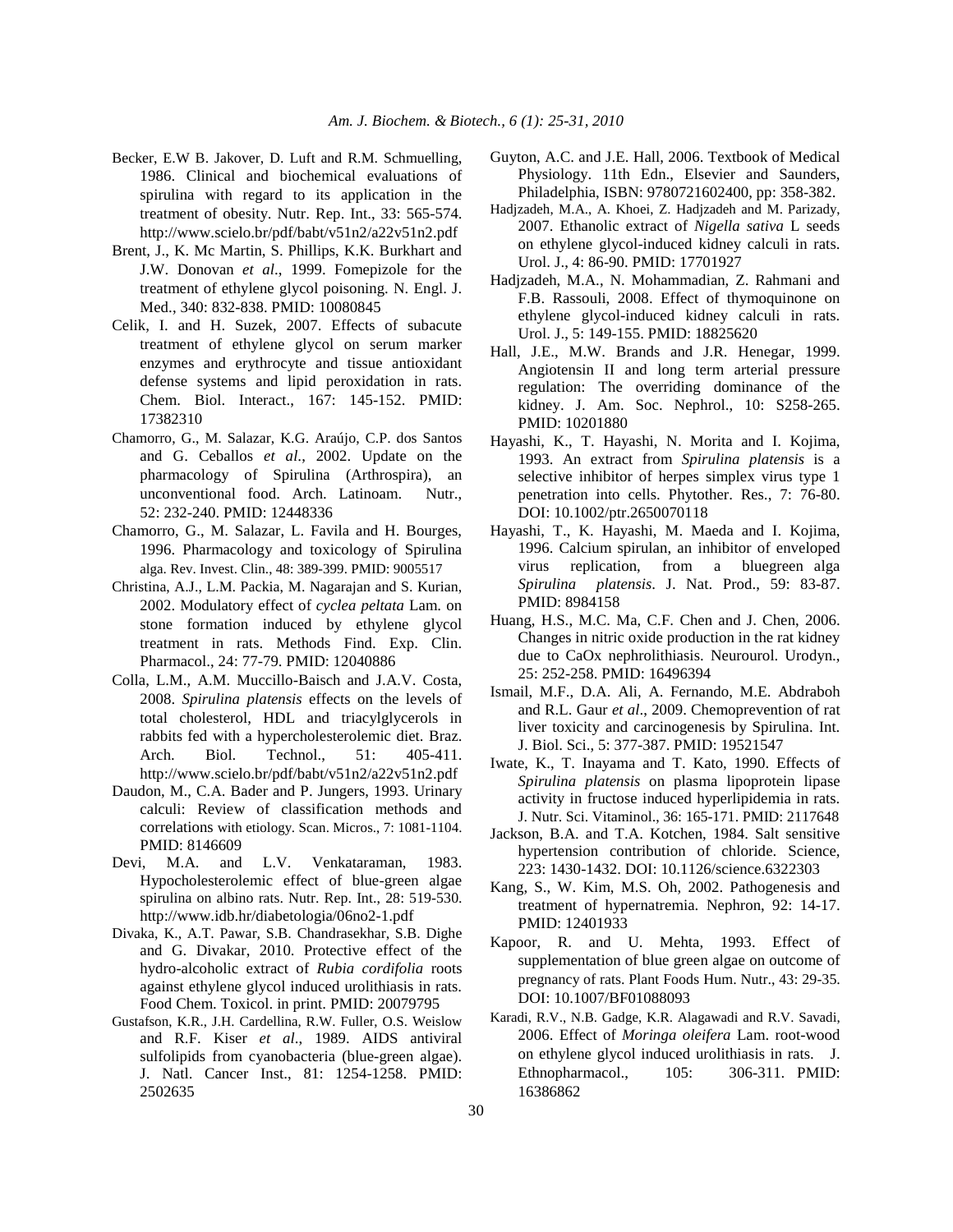Becker, E.W B. Jakover, D. Luft and R.M. Schmuelling, 1986. Clinical and biochemical evaluations of spirulina with regard to its application in the treatment of obesity. Nutr. Rep. Int., 33: 565-574. http://www.scielo.br/pdf/babt/v51n2/a22v51n2.pdf

Brent, J., K. Mc Martin, S. Phillips, K.K. Burkhart and J.W. Donovan *et al*., 1999. Fomepizole for the treatment of ethylene glycol poisoning. N. Engl. J. Med., 340: 832-838. PMID: 10080845

Celik, I. and H. Suzek, 2007. Effects of subacute treatment of ethylene glycol on serum marker enzymes and erythrocyte and tissue antioxidant defense systems and lipid peroxidation in rats. Chem. Biol. Interact., 167: 145-152. PMID: 17382310

Chamorro, G., M. Salazar, K.G. Araújo, C.P. dos Santos and G. Ceballos *et al*., 2002. Update on the pharmacology of Spirulina (Arthrospira), an unconventional food. Arch. Latinoam. Nutr., 52: 232-240. PMID: 12448336

Chamorro, G., M. Salazar, L. Favila and H. Bourges, 1996. Pharmacology and toxicology of Spirulina alga. Rev. Invest. Clin., 48: 389-399. PMID: 9005517

Christina, A.J., L.M. Packia, M. Nagarajan and S. Kurian, 2002. Modulatory effect of *cyclea peltata* Lam. on stone formation induced by ethylene glycol treatment in rats. Methods Find. Exp. Clin. Pharmacol., 24: 77-79. PMID: 12040886

Colla, L.M., A.M. Muccillo-Baisch and J.A.V. Costa, 2008. *Spirulina platensis* effects on the levels of total cholesterol, HDL and triacylglycerols in rabbits fed with a hypercholesterolemic diet. Braz. Arch. Biol. Technol., 51: 405-411. http://www.scielo.br/pdf/babt/v51n2/a22v51n2.pdf

Daudon, M., C.A. Bader and P. Jungers, 1993. Urinary calculi: Review of classification methods and correlations with etiology. Scan. Micros., 7: 1081-1104. PMID: 8146609

Devi, M.A. and L.V. Venkataraman, 1983. Hypocholesterolemic effect of blue-green algae spirulina on albino rats. Nutr. Rep. Int., 28: 519-530. http://www.idb.hr/diabetologia/06no2-1.pdf

Divaka, K., A.T. Pawar, S.B. Chandrasekhar, S.B. Dighe and G. Divakar, 2010. Protective effect of the hydro-alcoholic extract of *Rubia cordifolia* roots against ethylene glycol induced urolithiasis in rats. Food Chem. Toxicol. in print. PMID: 20079795

Gustafson, K.R., J.H. Cardellina, R.W. Fuller, O.S. Weislow and R.F. Kiser *et al*., 1989. AIDS antiviral sulfolipids from cyanobacteria (blue-green algae). J. Natl. Cancer Inst., 81: 1254-1258. PMID: 2502635

Guyton, A.C. and J.E. Hall, 2006. Textbook of Medical Physiology. 11th Edn., Elsevier and Saunders, Philadelphia, ISBN: 9780721602400, pp: 358-382.

Hadjzadeh, M.A., A. Khoei, Z. Hadjzadeh and M. Parizady, 2007. Ethanolic extract of *Nigella sativa* L seeds on ethylene glycol-induced kidney calculi in rats. Urol. J., 4: 86-90. PMID: 17701927

Hadjzadeh, M.A., N. Mohammadian, Z. Rahmani and F.B. Rassouli, 2008. Effect of thymoquinone on ethylene glycol-induced kidney calculi in rats. Urol. J., 5: 149-155. PMID: 18825620

Hall, J.E., M.W. Brands and J.R. Henegar, 1999. Angiotensin II and long term arterial pressure regulation: The overriding dominance of the kidney. J. Am. Soc. Nephrol., 10: S258-265. PMID: 10201880

Hayashi, K., T. Hayashi, N. Morita and I. Kojima, 1993. An extract from *Spirulina platensis* is a selective inhibitor of herpes simplex virus type 1 penetration into cells. Phytother. Res., 7: 76-80. DOI: 10.1002/ptr.2650070118

Hayashi, T., K. Hayashi, M. Maeda and I. Kojima, 1996. Calcium spirulan, an inhibitor of enveloped virus replication, from a bluegreen alga *Spirulina platensis*. J. Nat. Prod., 59: 83-87. PMID: 8984158

Huang, H.S., M.C. Ma, C.F. Chen and J. Chen, 2006. Changes in nitric oxide production in the rat kidney due to CaOx nephrolithiasis. Neurourol. Urodyn., 25: 252-258. PMID: 16496394

Ismail, M.F., D.A. Ali, A. Fernando, M.E. Abdraboh and R.L. Gaur *et al*., 2009. Chemoprevention of rat liver toxicity and carcinogenesis by Spirulina. Int. J. Biol. Sci., 5: 377-387. PMID: 19521547

Iwate, K., T. Inayama and T. Kato, 1990. Effects of *Spirulina platensis* on plasma lipoprotein lipase activity in fructose induced hyperlipidemia in rats. J. Nutr. Sci. Vitaminol., 36: 165-171. PMID: 2117648

Jackson, B.A. and T.A. Kotchen, 1984. Salt sensitive hypertension contribution of chloride. Science, 223: 1430-1432. DOI: 10.1126/science.6322303

Kang, S., W. Kim, M.S. Oh, 2002. Pathogenesis and treatment of hypernatremia. Nephron, 92: 14-17. PMID: 12401933

Kapoor, R. and U. Mehta, 1993. Effect of supplementation of blue green algae on outcome of pregnancy of rats. Plant Foods Hum. Nutr., 43: 29-35. DOI: 10.1007/BF01088093

Karadi, R.V., N.B. Gadge, K.R. Alagawadi and R.V. Savadi, 2006. Effect of *Moringa oleifera* Lam. root-wood on ethylene glycol induced urolithiasis in rats. J. Ethnopharmacol., 105: 306-311. PMID: 16386862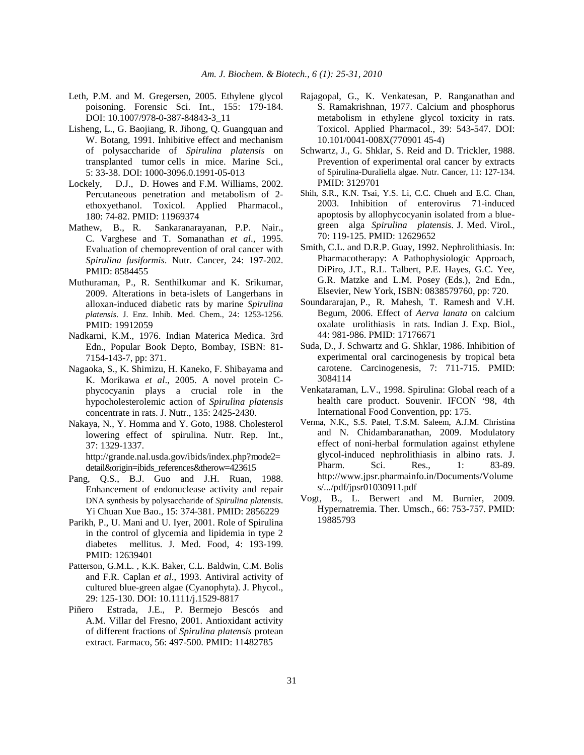Leth, P.M. and M. Gregersen, 2005. Ethylene glycol poisoning. Forensic Sci. Int., 155: 179-184. DOI: 10.1007/978-0-387-84843-3_11

Lisheng, L., G. Baojiang, R. Jihong, Q. Guangquan and W. Botang, 1991. Inhibitive effect and mechanism of polysaccharide of *Spirulina platensis* on transplanted tumor cells in mice. Marine Sci., 5: 33-38. DOI: 1000-3096.0.1991-05-013

Lockely, D.J., D. Howes and F.M. Williams, 2002. Percutaneous penetration and metabolism of 2-ethoxyethanol. Toxicol. Applied Pharmacol., 180: 74-82. PMID: 11969374

Mathew, B., R. Sankaranarayanan, P.P. Nair., C. Varghese and T. Somanathan *et al*., 1995. Evaluation of chemoprevention of oral cancer with *Spirulina fusiformis*. Nutr. Cancer, 24: 197-202. PMID: 8584455

Muthuraman, P., R. Senthilkumar and K. Srikumar, 2009. Alterations in beta-islets of Langerhans in alloxan-induced diabetic rats by marine *Spirulina platensis*. J. Enz. Inhib. Med. Chem., 24: 1253-1256. PMID: 19912059

Nadkarni, K.M., 1976. Indian Materica Medica. 3rd Edn., Popular Book Depto, Bombay, ISBN: 81-7154-143-7, pp: 371.

Nagaoka, S., K. Shimizu, H. Kaneko, F. Shibayama and K. Morikawa *et al*., 2005. A novel protein C-phycocyanin plays a crucial role in the hypocholesterolemic action of *Spirulina platensis* concentrate in rats. J. Nutr., 135: 2425-2430.

Nakaya, N., Y. Homma and Y. Goto, 1988. Cholesterol lowering effect of spirulina. Nutr. Rep. Int., 37: 1329-1337. http://grande.nal.usda.gov/ibids/index.php?mode2=detail&origin=ibids_references&therow=423615

Pang, Q.S., B.J. Guo and J.H. Ruan, 1988. Enhancement of endonuclease activity and repair DNA synthesis by polysaccharide of *Spirulina platensis*. Yi Chuan Xue Bao., 15: 374-381. PMID: 2856229

Parikh, P., U. Mani and U. Iyer, 2001. Role of Spirulina in the control of glycemia and lipidemia in type 2 diabetes mellitus. J. Med. Food, 4: 193-199. PMID: 12639401

Patterson, G.M.L. , K.K. Baker, C.L. Baldwin, C.M. Bolis and F.R. Caplan *et al*., 1993. Antiviral activity of cultured blue-green algae (Cyanophyta). J. Phycol., 29: 125-130. DOI: 10.1111/j.1529-8817

Piñero Estrada, J.E., P. Bermejo Bescós and A.M. Villar del Fresno, 2001. Antioxidant activity of different fractions of *Spirulina platensis* protean extract. Farmaco, 56: 497-500. PMID: 11482785

Rajagopal, G., K. Venkatesan, P. Ranganathan and S. Ramakrishnan, 1977. Calcium and phosphorus metabolism in ethylene glycol toxicity in rats. Toxicol. Applied Pharmacol., 39: 543-547. DOI: 10.101/0041-008X(770901 45-4)

Schwartz, J., G. Shklar, S. Reid and D. Trickler, 1988. Prevention of experimental oral cancer by extracts of Spirulina-Duraliella algae. Nutr. Cancer, 11: 127-134. PMID: 3129701

Shih, S.R., K.N. Tsai, Y.S. Li, C.C. Chueh and E.C. Chan, 2003. Inhibition of enterovirus 71-induced apoptosis by allophycocyanin isolated from a blue-green alga *Spirulina platensis*. J. Med. Virol., 70: 119-125. PMID: 12629652

Smith, C.L. and D.R.P. Guay, 1992. Nephrolithiasis. In: Pharmacotherapy: A Pathophysiologic Approach, DiPiro, J.T., R.L. Talbert, P.E. Hayes, G.C. Yee, G.R. Matzke and L.M. Posey (Eds.), 2nd Edn., Elsevier, New York, ISBN: 0838579760, pp: 720.

Soundararajan, P., R. Mahesh, T. Ramesh and V.H. Begum, 2006. Effect of *Aerva lanata* on calcium oxalate urolithiasis in rats. Indian J. Exp. Biol., 44: 981-986. PMID: 17176671

Suda, D., J. Schwartz and G. Shklar, 1986. Inhibition of experimental oral carcinogenesis by tropical beta carotene. Carcinogenesis, 7: 711-715. PMID: 3084114

Venkataraman, L.V., 1998. Spirulina: Global reach of a health care product. Souvenir. IFCON '98, 4th International Food Convention, pp: 175.

Verma, N.K., S.S. Patel, T.S.M. Saleem, A.J.M. Christina and N. Chidambaranathan, 2009. Modulatory effect of noni-herbal formulation against ethylene glycol-induced nephrolithiasis in albino rats. J. Pharm. Sci. Res., 1: 83-89. http://www.jpsr.pharmainfo.in/Documents/Volumes/.../pdf/jpsr01030911.pdf

Vogt, B., L. Berwert and M. Burnier, 2009. Hypernatremia. Ther. Umsch., 66: 753-757. PMID: 19885793